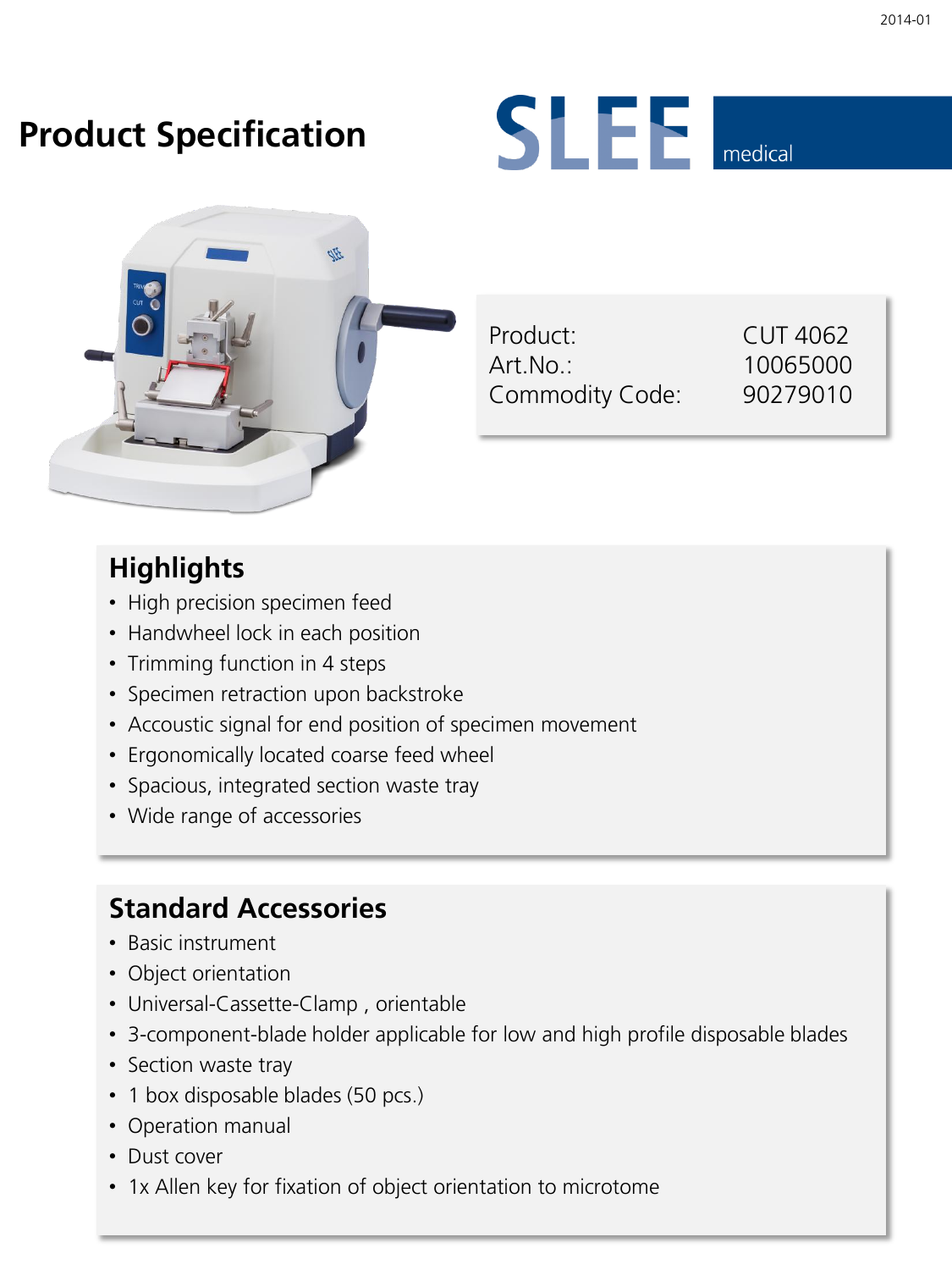# Product Specification

SLEE medical

| | |
|---|---|
| Product: | CUT 4062 |
| Art.No.: | 10065000 |
| Commodity Code: | 90279010 |

## Highlights

- High precision specimen feed
- Handwheel lock in each position
- Trimming function in 4 steps
- Specimen retraction upon backstroke
- Accoustic signal for end position of specimen movement
- Ergonomically located coarse feed wheel
- Spacious, integrated section waste tray
- Wide range of accessories

## Standard Accessories

- Basic instrument
- Object orientation
- Universal-Cassette-Clamp , orientable
- 3-component-blade holder applicable for low and high profile disposable blades
- Section waste tray
- 1 box disposable blades (50 pcs.)
- Operation manual
- Dust cover
- 1x Allen key for fixation of object orientation to microtome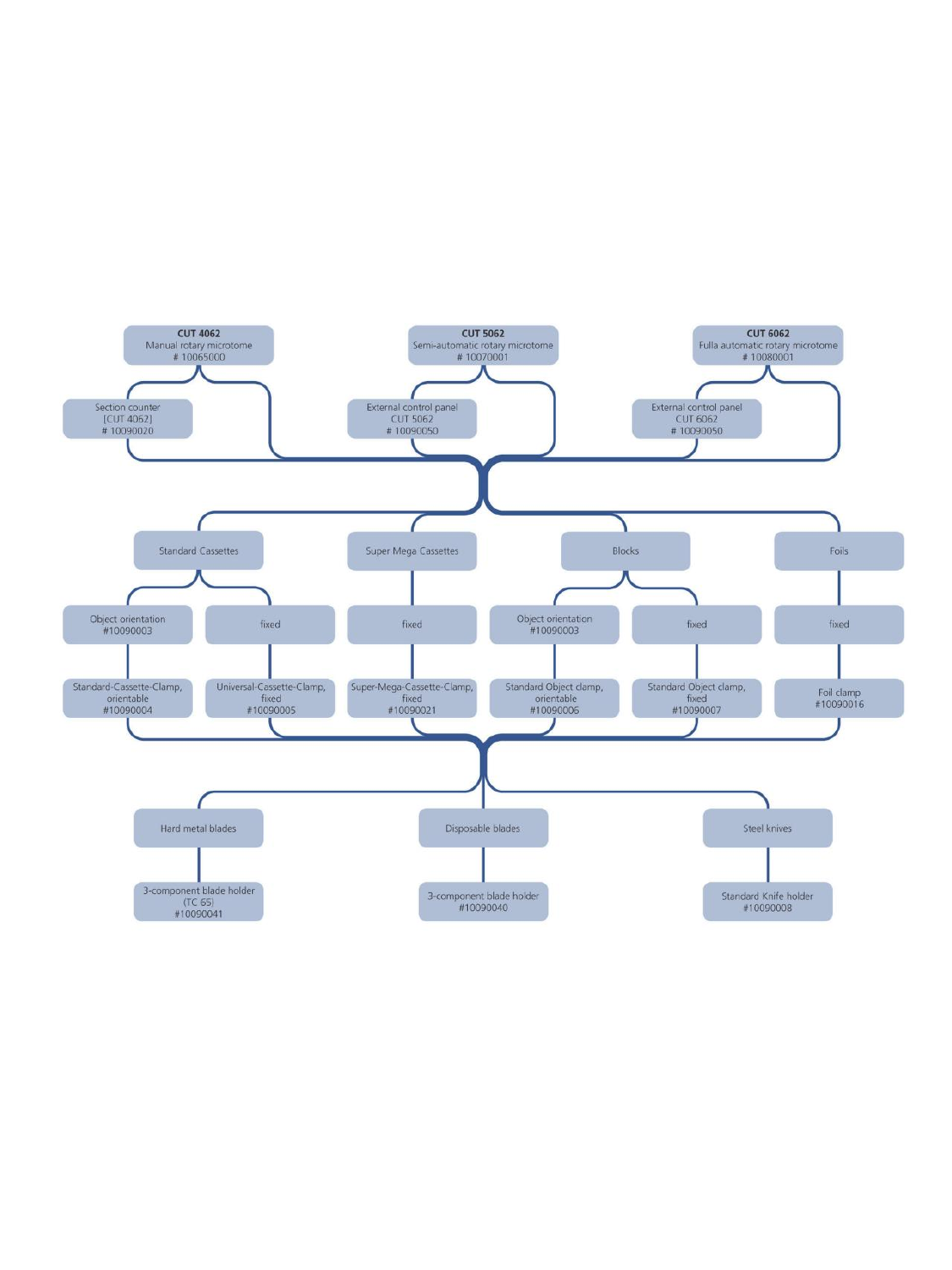**CUT 4062**
Manual rotary microtome
# 10065000

**CUT 5062**
Semi-automatic rotary microtome
# 10070001

**CUT 6062**
Fulla automatic rotary microtome
# 10080001

Section counter
[CUT 4062]
# 10090020

External control panel
CUT 5062
# 10090050

External control panel
CUT 6062
# 10090050

Standard Cassettes

Super Mega Cassettes

Blocks

Foils

Object orientation
#10090003

fixed

fixed

Object orientation
#10090003

fixed

fixed

Standard-Cassette-Clamp,
orientable
#10090004

Universal-Cassette-Clamp,
fixed
#10090005

Super-Mega-Cassette-Clamp,
fixed
#10090021

Standard Object clamp,
orientable
#10090006

Standard Object clamp,
fixed
#10090007

Foil clamp
#10090016

Hard metal blades

Disposable blades

Steel knives

3-component blade holder
(TC 65)
#10090041

3-component blade holder
#10090040

Standard Knife holder
#10090008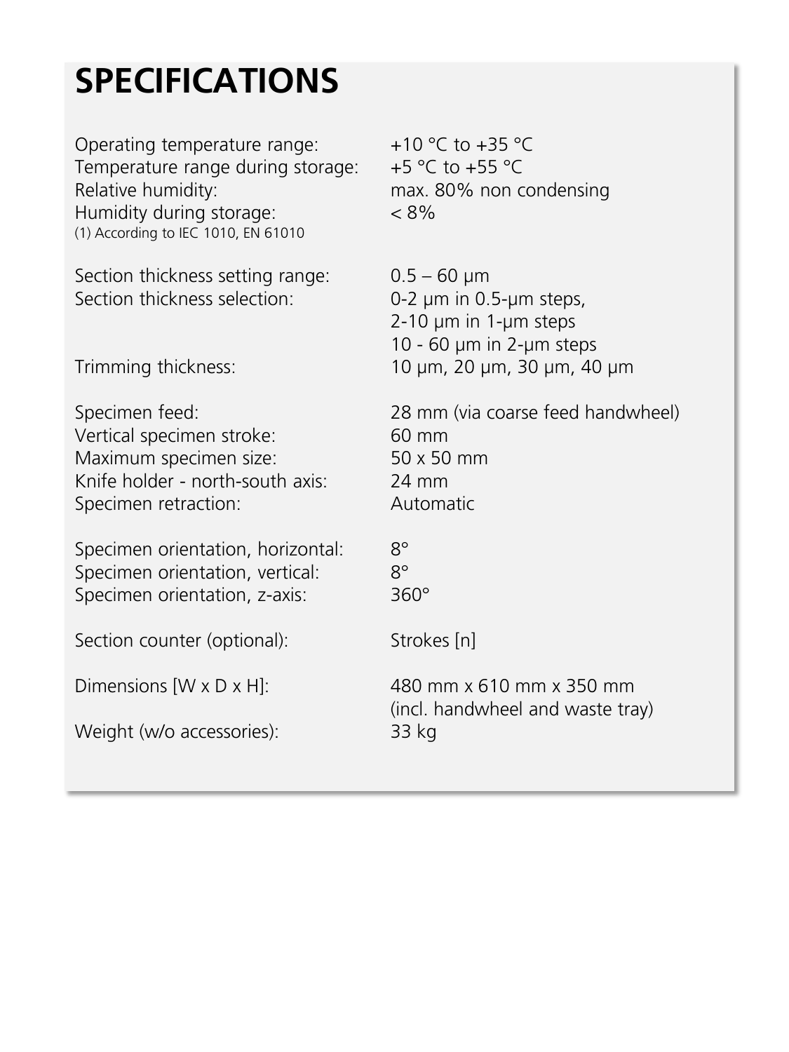# SPECIFICATIONS

| | |
|---|---|
| Operating temperature range: | +10 °C to +35 °C |
| Temperature range during storage: | +5 °C to +55 °C |
| Relative humidity: | max. 80% non condensing |
| Humidity during storage: | < 8% |

(1) According to IEC 1010, EN 61010

| | |
|---|---|
| Section thickness setting range: | 0.5 – 60 µm |
| Section thickness selection: | 0-2 µm in 0.5-µm steps, 2-10 µm in 1-µm steps 10 - 60 µm in 2-µm steps |
| Trimming thickness: | 10 µm, 20 µm, 30 µm, 40 µm |
| Specimen feed: | 28 mm (via coarse feed handwheel) |
| Vertical specimen stroke: | 60 mm |
| Maximum specimen size: | 50 x 50 mm |
| Knife holder - north-south axis: | 24 mm |
| Specimen retraction: | Automatic |
| Specimen orientation, horizontal: | 8° |
| Specimen orientation, vertical: | 8° |
| Specimen orientation, z-axis: | 360° |
| Section counter (optional): | Strokes [n] |
| Dimensions [W x D x H]: | 480 mm x 610 mm x 350 mm (incl. handwheel and waste tray) |
| Weight (w/o accessories): | 33 kg |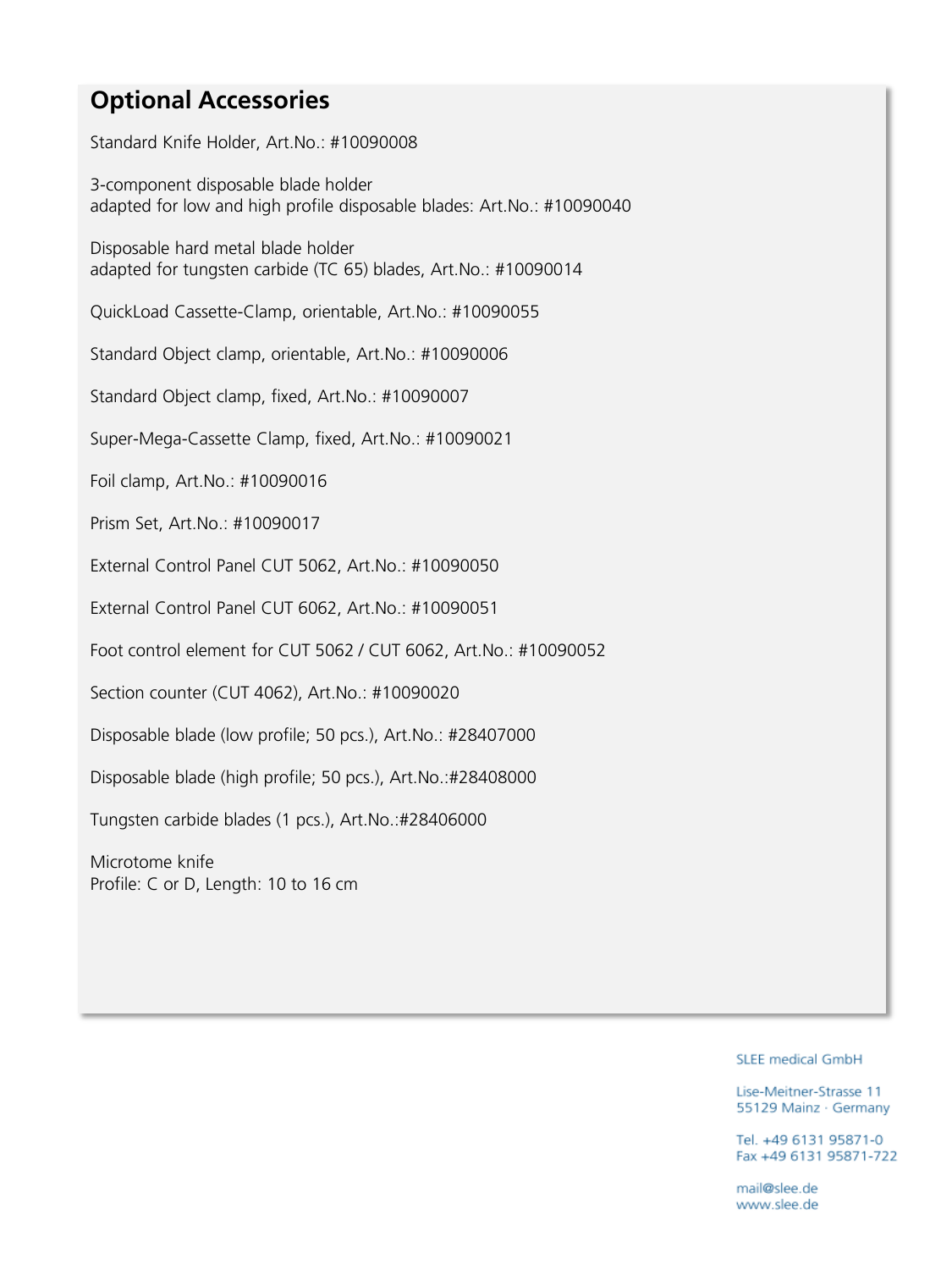## Optional Accessories

Standard Knife Holder, Art.No.: #10090008

3-component disposable blade holder
adapted for low and high profile disposable blades: Art.No.: #10090040

Disposable hard metal blade holder
adapted for tungsten carbide (TC 65) blades, Art.No.: #10090014

QuickLoad Cassette-Clamp, orientable, Art.No.: #10090055

Standard Object clamp, orientable, Art.No.: #10090006

Standard Object clamp, fixed, Art.No.: #10090007

Super-Mega-Cassette Clamp, fixed, Art.No.: #10090021

Foil clamp, Art.No.: #10090016

Prism Set, Art.No.: #10090017

External Control Panel CUT 5062, Art.No.: #10090050

External Control Panel CUT 6062, Art.No.: #10090051

Foot control element for CUT 5062 / CUT 6062, Art.No.: #10090052

Section counter (CUT 4062), Art.No.: #10090020

Disposable blade (low profile; 50 pcs.), Art.No.: #28407000

Disposable blade (high profile; 50 pcs.), Art.No.:#28408000

Tungsten carbide blades (1 pcs.), Art.No.:#28406000

Microtome knife
Profile: C or D, Length: 10 to 16 cm

SLEE medical GmbH

Lise-Meitner-Strasse 11
55129 Mainz · Germany

Tel. +49 6131 95871-0
Fax +49 6131 95871-722

mail@slee.de
www.slee.de